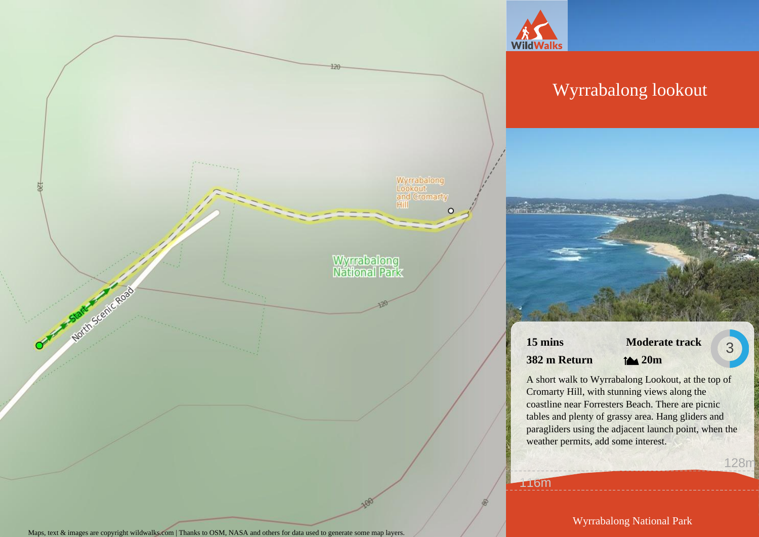# Wyrrabalong lookout

**15 mins** **Moderate track** 3

**382 m Return** **20m**

A short walk to Wyrrabalong Lookout, at the top of Cromarty Hill, with stunning views along the coastline near Forresters Beach. There are picnic tables and plenty of grassy area. Hang gliders and paragliders using the adjacent launch point, when the weather permits, add some interest.

128m

116m

Wyrrabalong National Park

Maps, text & images are copyright wildwalks.com | Thanks to OSM, NASA and others for data used to generate some map layers.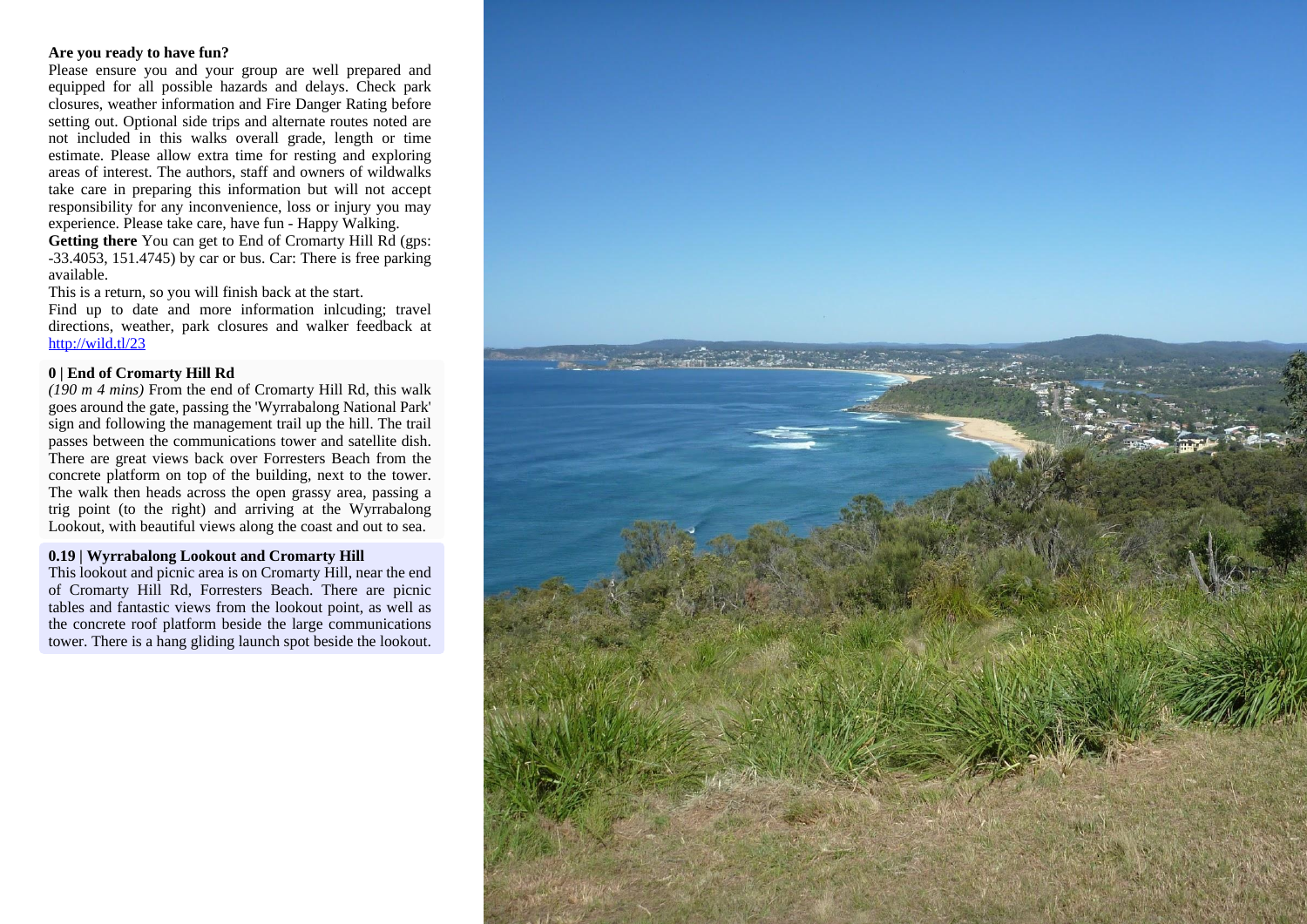**Are you ready to have fun?**
Please ensure you and your group are well prepared and equipped for all possible hazards and delays. Check park closures, weather information and Fire Danger Rating before setting out. Optional side trips and alternate routes noted are not included in this walks overall grade, length or time estimate. Please allow extra time for resting and exploring areas of interest. The authors, staff and owners of wildwalks take care in preparing this information but will not accept responsibility for any inconvenience, loss or injury you may experience. Please take care, have fun - Happy Walking.

**Getting there** You can get to End of Cromarty Hill Rd (gps: -33.4053, 151.4745) by car or bus. Car: There is free parking available.

This is a return, so you will finish back at the start.

Find up to date and more information inlcuding; travel directions, weather, park closures and walker feedback at http://wild.tl/23

**0 | End of Cromarty Hill Rd**

*(190 m 4 mins)* From the end of Cromarty Hill Rd, this walk goes around the gate, passing the 'Wyrrabalong National Park' sign and following the management trail up the hill. The trail passes between the communications tower and satellite dish. There are great views back over Forresters Beach from the concrete platform on top of the building, next to the tower. The walk then heads across the open grassy area, passing a trig point (to the right) and arriving at the Wyrrabalong Lookout, with beautiful views along the coast and out to sea.

**0.19 | Wyrrabalong Lookout and Cromarty Hill**

This lookout and picnic area is on Cromarty Hill, near the end of Cromarty Hill Rd, Forresters Beach. There are picnic tables and fantastic views from the lookout point, as well as the concrete roof platform beside the large communications tower. There is a hang gliding launch spot beside the lookout.